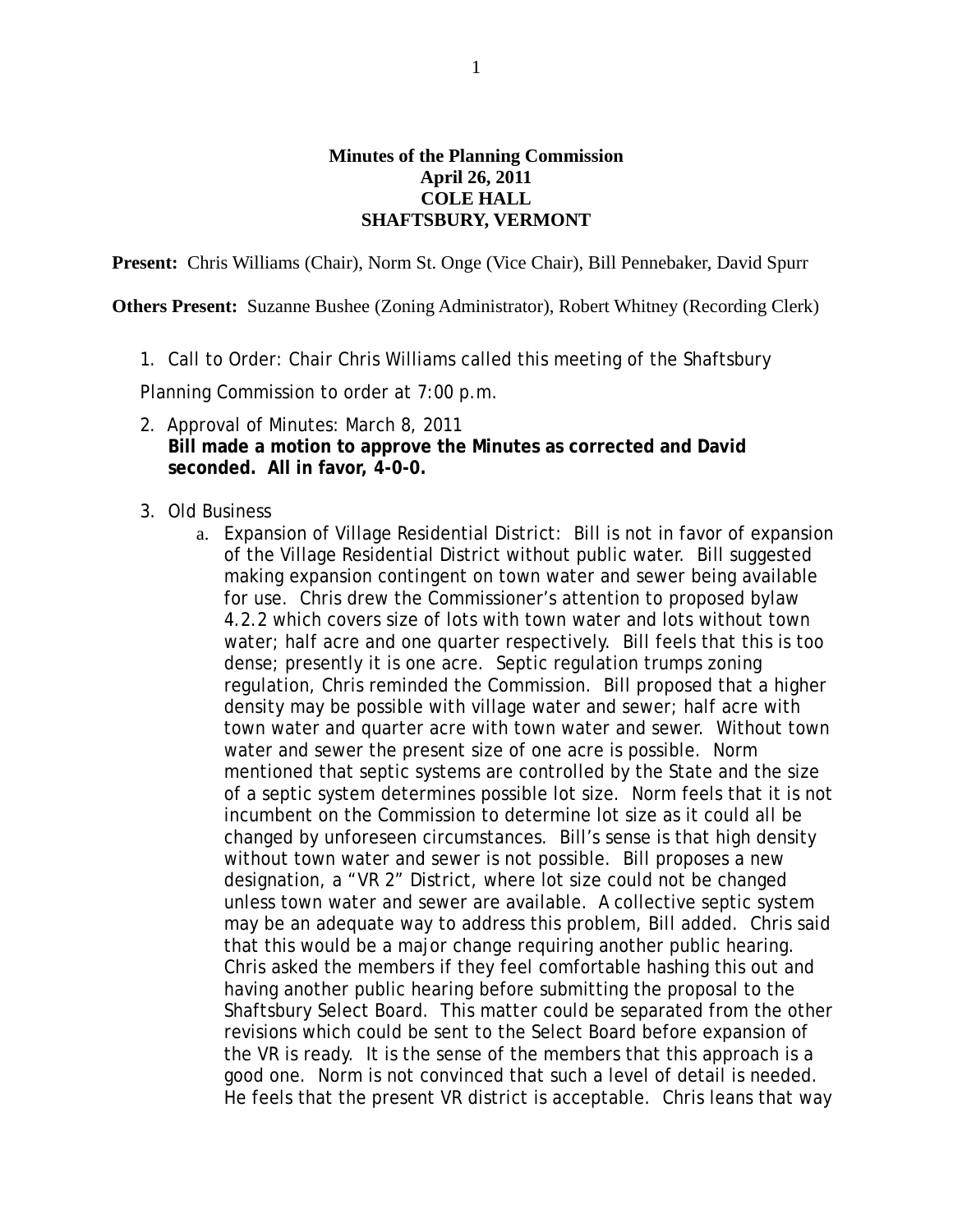**Minutes of the Planning Commission**
**April 26, 2011**
**COLE HALL**
**SHAFTSBURY, VERMONT**

**Present:** Chris Williams (Chair), Norm St. Onge (Vice Chair), Bill Pennebaker, David Spurr

**Others Present:** Suzanne Bushee (Zoning Administrator), Robert Whitney (Recording Clerk)

1. Call to Order: Chair Chris Williams called this meeting of the Shaftsbury Planning Commission to order at 7:00 p.m.

2. Approval of Minutes: March 8, 2011
   **Bill made a motion to approve the Minutes as corrected and David seconded. All in favor, 4-0-0.**

3. Old Business
   a. Expansion of Village Residential District: Bill is not in favor of expansion of the Village Residential District without public water. Bill suggested making expansion contingent on town water and sewer being available for use. Chris drew the Commissioner's attention to proposed bylaw 4.2.2 which covers size of lots with town water and lots without town water; half acre and one quarter respectively. Bill feels that this is too dense; presently it is one acre. Septic regulation trumps zoning regulation, Chris reminded the Commission. Bill proposed that a higher density may be possible with village water and sewer; half acre with town water and quarter acre with town water and sewer. Without town water and sewer the present size of one acre is possible. Norm mentioned that septic systems are controlled by the State and the size of a septic system determines possible lot size. Norm feels that it is not incumbent on the Commission to determine lot size as it could all be changed by unforeseen circumstances. Bill's sense is that high density without town water and sewer is not possible. Bill proposes a new designation, a "VR 2" District, where lot size could not be changed unless town water and sewer are available. A collective septic system may be an adequate way to address this problem, Bill added. Chris said that this would be a major change requiring another public hearing. Chris asked the members if they feel comfortable hashing this out and having another public hearing before submitting the proposal to the Shaftsbury Select Board. This matter could be separated from the other revisions which could be sent to the Select Board before expansion of the VR is ready. It is the sense of the members that this approach is a good one. Norm is not convinced that such a level of detail is needed. He feels that the present VR district is acceptable. Chris leans that way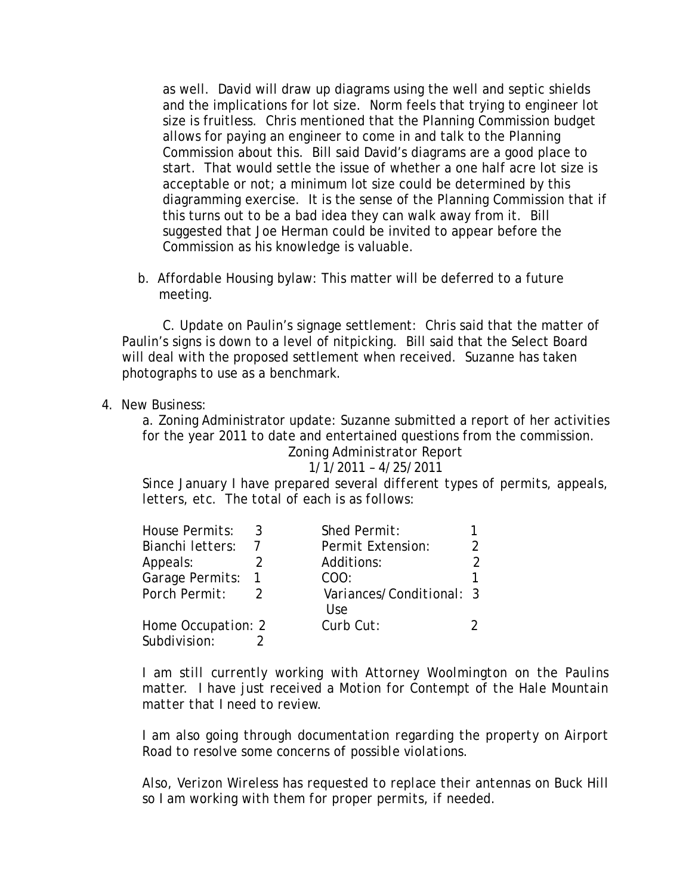as well. David will draw up diagrams using the well and septic shields and the implications for lot size. Norm feels that trying to engineer lot size is fruitless. Chris mentioned that the Planning Commission budget allows for paying an engineer to come in and talk to the Planning Commission about this. Bill said David's diagrams are a good place to start. That would settle the issue of whether a one half acre lot size is acceptable or not; a minimum lot size could be determined by this diagramming exercise. It is the sense of the Planning Commission that if this turns out to be a bad idea they can walk away from it. Bill suggested that Joe Herman could be invited to appear before the Commission as his knowledge is valuable.

b. Affordable Housing bylaw: This matter will be deferred to a future meeting.

C. Update on Paulin's signage settlement: Chris said that the matter of Paulin's signs is down to a level of nitpicking. Bill said that the Select Board will deal with the proposed settlement when received. Suzanne has taken photographs to use as a benchmark.

4. New Business:

a. Zoning Administrator update: Suzanne submitted a report of her activities for the year 2011 to date and entertained questions from the commission.

Zoning Administrator Report
1/1/2011 – 4/25/2011

Since January I have prepared several different types of permits, appeals, letters, etc. The total of each is as follows:

| | | | |
|---|---|---|---|
| House Permits: | 3 | Shed Permit: | 1 |
| Bianchi letters: | 7 | Permit Extension: | 2 |
| Appeals: | 2 | Additions: | 2 |
| Garage Permits: | 1 | COO: | 1 |
| Porch Permit: | 2 | Variances/Conditional: Use | 3 |
| Home Occupation: | 2 | Curb Cut: | 2 |
| Subdivision: | 2 | | |

I am still currently working with Attorney Woolmington on the Paulins matter. I have just received a Motion for Contempt of the Hale Mountain matter that I need to review.

I am also going through documentation regarding the property on Airport Road to resolve some concerns of possible violations.

Also, Verizon Wireless has requested to replace their antennas on Buck Hill so I am working with them for proper permits, if needed.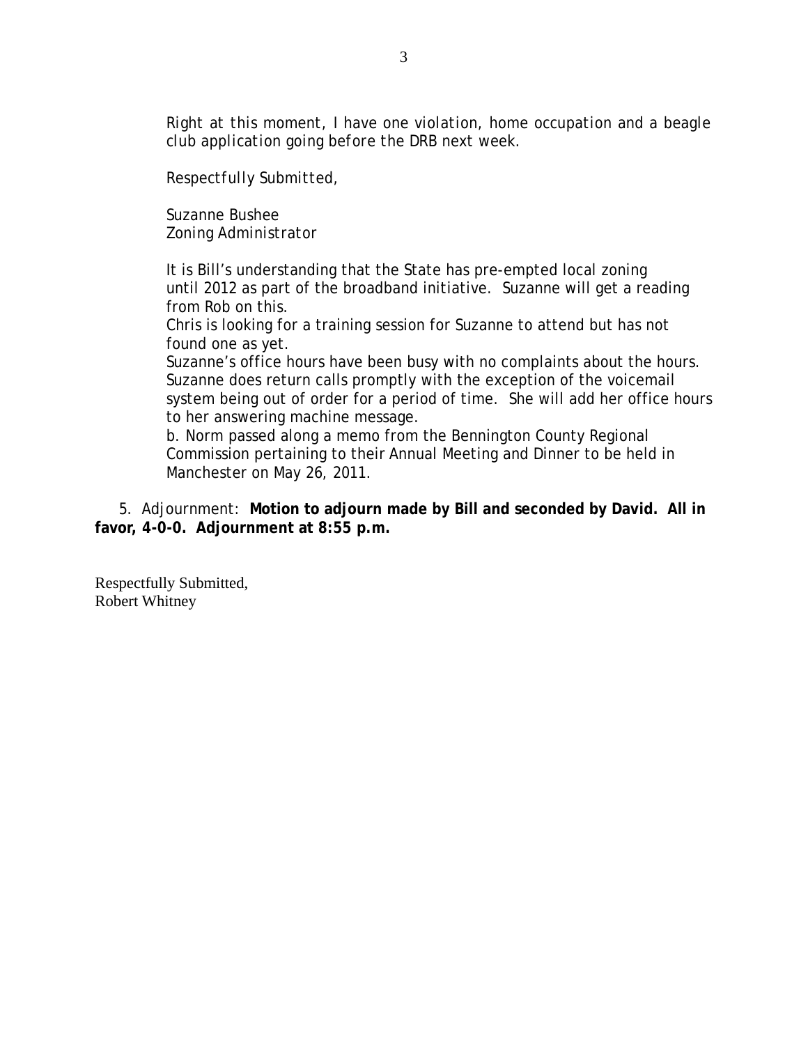Right at this moment, I have one violation, home occupation and a beagle club application going before the DRB next week.

Respectfully Submitted,

Suzanne Bushee
Zoning Administrator

It is Bill's understanding that the State has pre-empted local zoning until 2012 as part of the broadband initiative. Suzanne will get a reading from Rob on this.
Chris is looking for a training session for Suzanne to attend but has not found one as yet.
Suzanne's office hours have been busy with no complaints about the hours. Suzanne does return calls promptly with the exception of the voicemail system being out of order for a period of time. She will add her office hours to her answering machine message.
b. Norm passed along a memo from the Bennington County Regional Commission pertaining to their Annual Meeting and Dinner to be held in Manchester on May 26, 2011.

5. Adjournment: **Motion to adjourn made by Bill and seconded by David. All in favor, 4-0-0. Adjournment at 8:55 p.m.**

Respectfully Submitted,
Robert Whitney